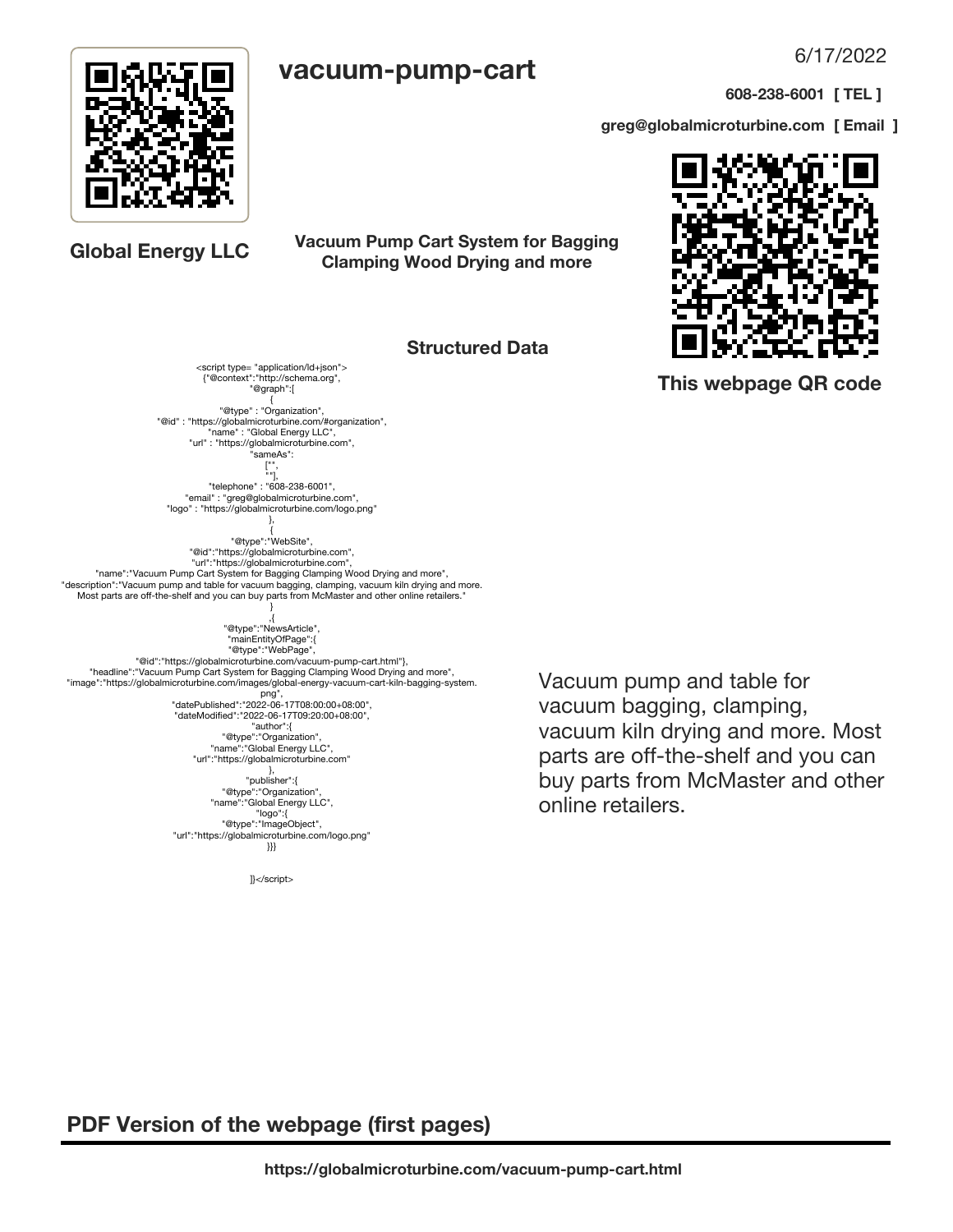# vacuum-pump-cart

6/17/2022

**608-238-6001 [ TEL ]**

**greg@globalmicroturbine.com [ Email ]**

**Global Energy LLC**

**Vacuum Pump Cart System for Bagging Clamping Wood Drying and more**

**This webpage QR code**

## Structured Data

```
<script type= "application/ld+json">
{"@context":"http://schema.org",
"@graph":[
{
"@type" : "Organization",
"@id" : "https://globalmicroturbine.com/#organization",
"name" : "Global Energy LLC",
"url" : "https://globalmicroturbine.com",
"sameAs":
["",
""],
"telephone" : "608-238-6001",
"email" : "greg@globalmicroturbine.com",
"logo" : "https://globalmicroturbine.com/logo.png"
},
{
"@type":"WebSite",
"@id":"https://globalmicroturbine.com",
"url":"https://globalmicroturbine.com",
"name":"Vacuum Pump Cart System for Bagging Clamping Wood Drying and more",
"description":"Vacuum pump and table for vacuum bagging, clamping, vacuum kiln drying and more.
Most parts are off-the-shelf and you can buy parts from McMaster and other online retailers."
}
,{
"@type":"NewsArticle",
"mainEntityOfPage":{
"@type":"WebPage",
"@id":"https://globalmicroturbine.com/vacuum-pump-cart.html"},
"headline":"Vacuum Pump Cart System for Bagging Clamping Wood Drying and more",
"image":"https://globalmicroturbine.com/images/global-energy-vacuum-cart-kiln-bagging-system.
png",
"datePublished":"2022-06-17T08:00:00+08:00",
"dateModified":"2022-06-17T09:20:00+08:00",
"author":{
"@type":"Organization",
"name":"Global Energy LLC",
"url":"https://globalmicroturbine.com"
},
"publisher":{
"@type":"Organization",
"name":"Global Energy LLC",
"logo":{
"@type":"ImageObject",
"url":"https://globalmicroturbine.com/logo.png"
}}}

]}</script>
```

Vacuum pump and table for vacuum bagging, clamping, vacuum kiln drying and more. Most parts are off-the-shelf and you can buy parts from McMaster and other online retailers.

## PDF Version of the webpage (first pages)

**https://globalmicroturbine.com/vacuum-pump-cart.html**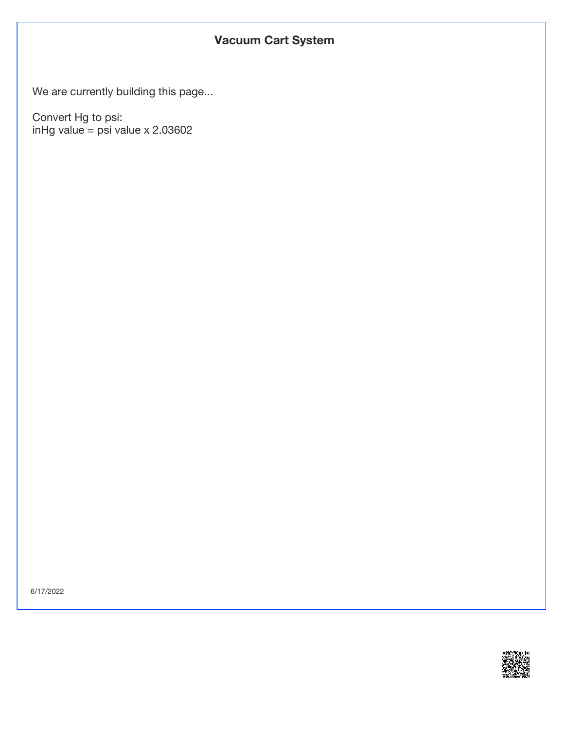# Vacuum Cart System

We are currently building this page...

Convert Hg to psi:
inHg value = psi value x 2.03602

6/17/2022